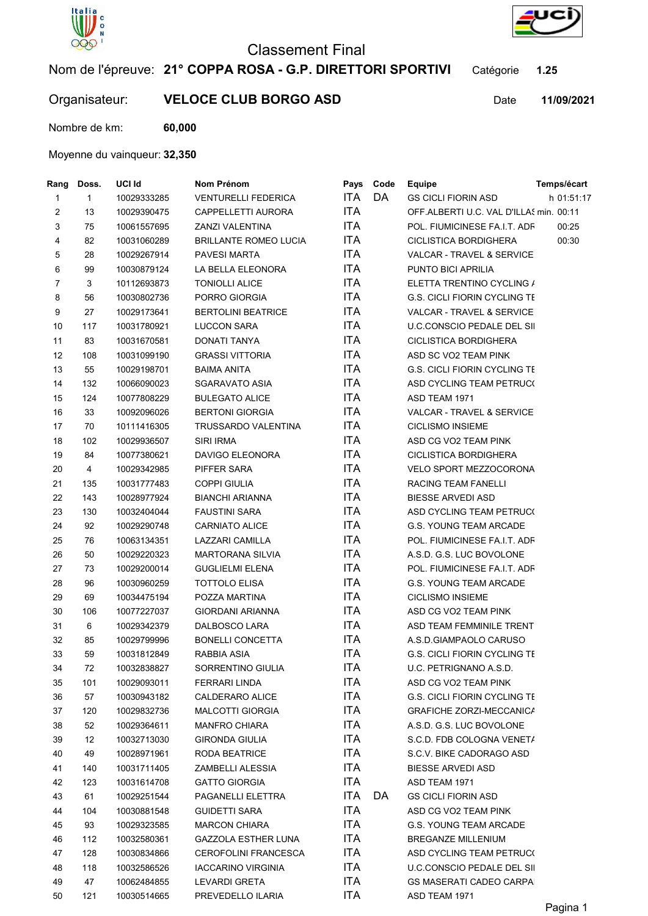# Classement Final

**Nom de l'épreuve:** **21° COPPA ROSA - G.P. DIRETTORI SPORTIVI** Catégorie **1.25**

**Organisateur:** **VELOCE CLUB BORGO ASD** Date **11/09/2021**

Nombre de km: **60,000**

Moyenne du vainqueur: **32,350**

| Rang | Doss. | UCI Id | Nom Prénom | Pays | Code | Equipe | Temps/écart |
|---|---|---|---|---|---|---|---|
| 1 | 1 | 10029333285 | VENTURELLI FEDERICA | ITA | DA | GS CICLI FIORIN ASD | h 01:51:17 |
| 2 | 13 | 10029390475 | CAPPELLETTI AURORA | ITA | | OFF.ALBERTI U.C. VAL D'ILLAS | min. 00:11 |
| 3 | 75 | 10061557695 | ZANZI VALENTINA | ITA | | POL. FIUMICINESE FA.I.T. ADF | 00:25 |
| 4 | 82 | 10031060289 | BRILLANTE ROMEO LUCIA | ITA | | CICLISTICA BORDIGHERA | 00:30 |
| 5 | 28 | 10029267914 | PAVESI MARTA | ITA | | VALCAR - TRAVEL & SERVICE | |
| 6 | 99 | 10030879124 | LA BELLA ELEONORA | ITA | | PUNTO BICI APRILIA | |
| 7 | 3 | 10112693873 | TONIOLLI ALICE | ITA | | ELETTA TRENTINO CYCLING A | |
| 8 | 56 | 10030802736 | PORRO GIORGIA | ITA | | G.S. CICLI FIORIN CYCLING TE | |
| 9 | 27 | 10029173641 | BERTOLINI BEATRICE | ITA | | VALCAR - TRAVEL & SERVICE | |
| 10 | 117 | 10031780921 | LUCCON SARA | ITA | | U.C.CONSCIO PEDALE DEL SII | |
| 11 | 83 | 10031670581 | DONATI TANYA | ITA | | CICLISTICA BORDIGHERA | |
| 12 | 108 | 10031099190 | GRASSI VITTORIA | ITA | | ASD SC VO2 TEAM PINK | |
| 13 | 55 | 10029198701 | BAIMA ANITA | ITA | | G.S. CICLI FIORIN CYCLING TE | |
| 14 | 132 | 10066090023 | SGARAVATO ASIA | ITA | | ASD CYCLING TEAM PETRUCC | |
| 15 | 124 | 10077808229 | BULEGATO ALICE | ITA | | ASD TEAM 1971 | |
| 16 | 33 | 10092096026 | BERTONI GIORGIA | ITA | | VALCAR - TRAVEL & SERVICE | |
| 17 | 70 | 10111416305 | TRUSSARDO VALENTINA | ITA | | CICLISMO INSIEME | |
| 18 | 102 | 10029936507 | SIRI IRMA | ITA | | ASD CG VO2 TEAM PINK | |
| 19 | 84 | 10077380621 | DAVIGO ELEONORA | ITA | | CICLISTICA BORDIGHERA | |
| 20 | 4 | 10029342985 | PIFFER SARA | ITA | | VELO SPORT MEZZOCORONA | |
| 21 | 135 | 10031777483 | COPPI GIULIA | ITA | | RACING TEAM FANELLI | |
| 22 | 143 | 10028977924 | BIANCHI ARIANNA | ITA | | BIESSE ARVEDI ASD | |
| 23 | 130 | 10032404044 | FAUSTINI SARA | ITA | | ASD CYCLING TEAM PETRUCC | |
| 24 | 92 | 10029290748 | CARNIATO ALICE | ITA | | G.S. YOUNG TEAM ARCADE | |
| 25 | 76 | 10063134351 | LAZZARI CAMILLA | ITA | | POL. FIUMICINESE FA.I.T. ADF | |
| 26 | 50 | 10029220323 | MARTORANA SILVIA | ITA | | A.S.D. G.S. LUC BOVOLONE | |
| 27 | 73 | 10029200014 | GUGLIELMI ELENA | ITA | | POL. FIUMICINESE FA.I.T. ADF | |
| 28 | 96 | 10030960259 | TOTTOLO ELISA | ITA | | G.S. YOUNG TEAM ARCADE | |
| 29 | 69 | 10034475194 | POZZA MARTINA | ITA | | CICLISMO INSIEME | |
| 30 | 106 | 10077227037 | GIORDANI ARIANNA | ITA | | ASD CG VO2 TEAM PINK | |
| 31 | 6 | 10029342379 | DALBOSCO LARA | ITA | | ASD TEAM FEMMINILE TRENT | |
| 32 | 85 | 10029799996 | BONELLI CONCETTA | ITA | | A.S.D.GIAMPAOLO CARUSO | |
| 33 | 59 | 10031812849 | RABBIA ASIA | ITA | | G.S. CICLI FIORIN CYCLING TE | |
| 34 | 72 | 10032838827 | SORRENTINO GIULIA | ITA | | U.C. PETRIGNANO A.S.D. | |
| 35 | 101 | 10029093011 | FERRARI LINDA | ITA | | ASD CG VO2 TEAM PINK | |
| 36 | 57 | 10030943182 | CALDERARO ALICE | ITA | | G.S. CICLI FIORIN CYCLING TE | |
| 37 | 120 | 10029832736 | MALCOTTI GIORGIA | ITA | | GRAFICHE ZORZI-MECCANICA | |
| 38 | 52 | 10029364611 | MANFRO CHIARA | ITA | | A.S.D. G.S. LUC BOVOLONE | |
| 39 | 12 | 10032713030 | GIRONDA GIULIA | ITA | | S.C.D. FDB COLOGNA VENETA | |
| 40 | 49 | 10028971961 | RODA BEATRICE | ITA | | S.C.V. BIKE CADORAGO ASD | |
| 41 | 140 | 10031711405 | ZAMBELLI ALESSIA | ITA | | BIESSE ARVEDI ASD | |
| 42 | 123 | 10031614708 | GATTO GIORGIA | ITA | | ASD TEAM 1971 | |
| 43 | 61 | 10029251544 | PAGANELLI ELETTRA | ITA | DA | GS CICLI FIORIN ASD | |
| 44 | 104 | 10030881548 | GUIDETTI SARA | ITA | | ASD CG VO2 TEAM PINK | |
| 45 | 93 | 10029323585 | MARCON CHIARA | ITA | | G.S. YOUNG TEAM ARCADE | |
| 46 | 112 | 10032580361 | GAZZOLA ESTHER LUNA | ITA | | BREGANZE MILLENIUM | |
| 47 | 128 | 10030834866 | CEROFOLINI FRANCESCA | ITA | | ASD CYCLING TEAM PETRUCC | |
| 48 | 118 | 10032586526 | IACCARINO VIRGINIA | ITA | | U.C.CONSCIO PEDALE DEL SII | |
| 49 | 47 | 10062484855 | LEVARDI GRETA | ITA | | GS MASERATI CADEO CARPA | |
| 50 | 121 | 10030514665 | PREVEDELLO ILARIA | ITA | | ASD TEAM 1971 | |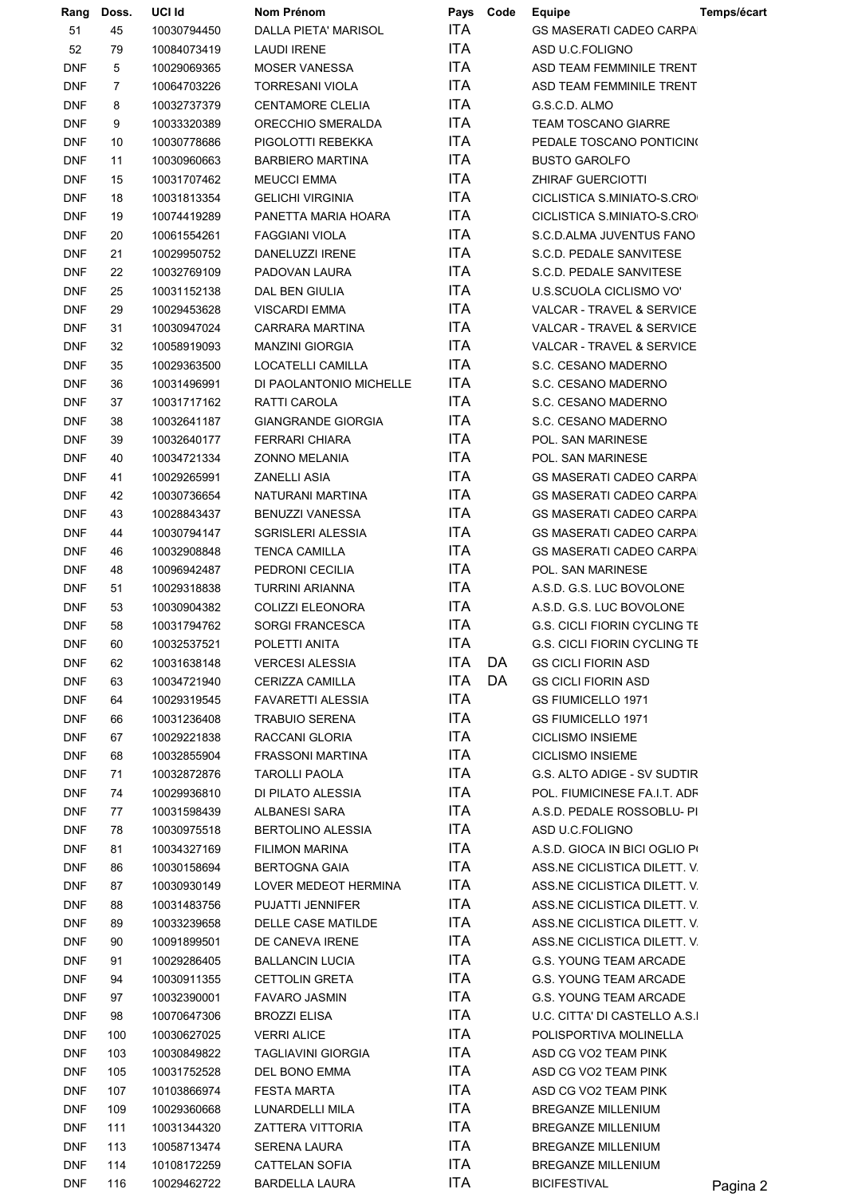| Rang | Doss. | UCI Id | Nom Prénom | Pays | Code | Equipe | Temps/écart |
|---|---|---|---|---|---|---|---|
| 51 | 45 | 10030794450 | DALLA PIETA' MARISOL | ITA | | GS MASERATI CADEO CARPA | |
| 52 | 79 | 10084073419 | LAUDI IRENE | ITA | | ASD U.C.FOLIGNO | |
| DNF | 5 | 10029069365 | MOSER VANESSA | ITA | | ASD TEAM FEMMINILE TRENT | |
| DNF | 7 | 10064703226 | TORRESANI VIOLA | ITA | | ASD TEAM FEMMINILE TRENT | |
| DNF | 8 | 10032737379 | CENTAMORE CLELIA | ITA | | G.S.C.D. ALMO | |
| DNF | 9 | 10033320389 | ORECCHIO SMERALDA | ITA | | TEAM TOSCANO GIARRE | |
| DNF | 10 | 10030778686 | PIGOLOTTI REBEKKA | ITA | | PEDALE TOSCANO PONTICIN | |
| DNF | 11 | 10030960663 | BARBIERO MARTINA | ITA | | BUSTO GAROLFO | |
| DNF | 15 | 10031707462 | MEUCCI EMMA | ITA | | ZHIRAF GUERCIOTTI | |
| DNF | 18 | 10031813354 | GELICHI VIRGINIA | ITA | | CICLISTICA S.MINIATO-S.CRO | |
| DNF | 19 | 10074419289 | PANETTA MARIA HOARA | ITA | | CICLISTICA S.MINIATO-S.CRO | |
| DNF | 20 | 10061554261 | FAGGIANI VIOLA | ITA | | S.C.D.ALMA JUVENTUS FANO | |
| DNF | 21 | 10029950752 | DANELUZZI IRENE | ITA | | S.C.D. PEDALE SANVITESE | |
| DNF | 22 | 10032769109 | PADOVAN LAURA | ITA | | S.C.D. PEDALE SANVITESE | |
| DNF | 25 | 10031152138 | DAL BEN GIULIA | ITA | | U.S.SCUOLA CICLISMO VO' | |
| DNF | 29 | 10029453628 | VISCARDI EMMA | ITA | | VALCAR - TRAVEL & SERVICE | |
| DNF | 31 | 10030947024 | CARRARA MARTINA | ITA | | VALCAR - TRAVEL & SERVICE | |
| DNF | 32 | 10058919093 | MANZINI GIORGIA | ITA | | VALCAR - TRAVEL & SERVICE | |
| DNF | 35 | 10029363500 | LOCATELLI CAMILLA | ITA | | S.C. CESANO MADERNO | |
| DNF | 36 | 10031496991 | DI PAOLANTONIO MICHELLE | ITA | | S.C. CESANO MADERNO | |
| DNF | 37 | 10031717162 | RATTI CAROLA | ITA | | S.C. CESANO MADERNO | |
| DNF | 38 | 10032641187 | GIANGRANDE GIORGIA | ITA | | S.C. CESANO MADERNO | |
| DNF | 39 | 10032640177 | FERRARI CHIARA | ITA | | POL. SAN MARINESE | |
| DNF | 40 | 10034721334 | ZONNO MELANIA | ITA | | POL. SAN MARINESE | |
| DNF | 41 | 10029265991 | ZANELLI ASIA | ITA | | GS MASERATI CADEO CARPA | |
| DNF | 42 | 10030736654 | NATURANI MARTINA | ITA | | GS MASERATI CADEO CARPA | |
| DNF | 43 | 10028843437 | BENUZZI VANESSA | ITA | | GS MASERATI CADEO CARPA | |
| DNF | 44 | 10030794147 | SGRISLERI ALESSIA | ITA | | GS MASERATI CADEO CARPA | |
| DNF | 46 | 10032908848 | TENCA CAMILLA | ITA | | GS MASERATI CADEO CARPA | |
| DNF | 48 | 10096942487 | PEDRONI CECILIA | ITA | | POL. SAN MARINESE | |
| DNF | 51 | 10029318838 | TURRINI ARIANNA | ITA | | A.S.D. G.S. LUC BOVOLONE | |
| DNF | 53 | 10030904382 | COLIZZI ELEONORA | ITA | | A.S.D. G.S. LUC BOVOLONE | |
| DNF | 58 | 10031794762 | SORGI FRANCESCA | ITA | | G.S. CICLI FIORIN CYCLING TE | |
| DNF | 60 | 10032537521 | POLETTI ANITA | ITA | | G.S. CICLI FIORIN CYCLING TE | |
| DNF | 62 | 10031638148 | VERCESI ALESSIA | ITA | DA | GS CICLI FIORIN ASD | |
| DNF | 63 | 10034721940 | CERIZZA CAMILLA | ITA | DA | GS CICLI FIORIN ASD | |
| DNF | 64 | 10029319545 | FAVARETTI ALESSIA | ITA | | GS FIUMICELLO 1971 | |
| DNF | 66 | 10031236408 | TRABUIO SERENA | ITA | | GS FIUMICELLO 1971 | |
| DNF | 67 | 10029221838 | RACCANI GLORIA | ITA | | CICLISMO INSIEME | |
| DNF | 68 | 10032855904 | FRASSONI MARTINA | ITA | | CICLISMO INSIEME | |
| DNF | 71 | 10032872876 | TAROLLI PAOLA | ITA | | G.S. ALTO ADIGE - SV SUDTIR | |
| DNF | 74 | 10029936810 | DI PILATO ALESSIA | ITA | | POL. FIUMICINESE FA.I.T. ADR | |
| DNF | 77 | 10031598439 | ALBANESI SARA | ITA | | A.S.D. PEDALE ROSSOBLU- PI | |
| DNF | 78 | 10030975518 | BERTOLINO ALESSIA | ITA | | ASD U.C.FOLIGNO | |
| DNF | 81 | 10034327169 | FILIMON MARINA | ITA | | A.S.D. GIOCA IN BICI OGLIO P | |
| DNF | 86 | 10030158694 | BERTOGNA GAIA | ITA | | ASS.NE CICLISTICA DILETT. V. | |
| DNF | 87 | 10030930149 | LOVER MEDEOT HERMINA | ITA | | ASS.NE CICLISTICA DILETT. V. | |
| DNF | 88 | 10031483756 | PUJATTI JENNIFER | ITA | | ASS.NE CICLISTICA DILETT. V. | |
| DNF | 89 | 10033239658 | DELLE CASE MATILDE | ITA | | ASS.NE CICLISTICA DILETT. V. | |
| DNF | 90 | 10091899501 | DE CANEVA IRENE | ITA | | ASS.NE CICLISTICA DILETT. V. | |
| DNF | 91 | 10029286405 | BALLANCIN LUCIA | ITA | | G.S. YOUNG TEAM ARCADE | |
| DNF | 94 | 10030911355 | CETTOLIN GRETA | ITA | | G.S. YOUNG TEAM ARCADE | |
| DNF | 97 | 10032390001 | FAVARO JASMIN | ITA | | G.S. YOUNG TEAM ARCADE | |
| DNF | 98 | 10070647306 | BROZZI ELISA | ITA | | U.C. CITTA' DI CASTELLO A.S.I | |
| DNF | 100 | 10030627025 | VERRI ALICE | ITA | | POLISPORTIVA MOLINELLA | |
| DNF | 103 | 10030849822 | TAGLIAVINI GIORGIA | ITA | | ASD CG VO2 TEAM PINK | |
| DNF | 105 | 10031752528 | DEL BONO EMMA | ITA | | ASD CG VO2 TEAM PINK | |
| DNF | 107 | 10103866974 | FESTA MARTA | ITA | | ASD CG VO2 TEAM PINK | |
| DNF | 109 | 10029360668 | LUNARDELLI MILA | ITA | | BREGANZE MILLENIUM | |
| DNF | 111 | 10031344320 | ZATTERA VITTORIA | ITA | | BREGANZE MILLENIUM | |
| DNF | 113 | 10058713474 | SERENA LAURA | ITA | | BREGANZE MILLENIUM | |
| DNF | 114 | 10108172259 | CATTELAN SOFIA | ITA | | BREGANZE MILLENIUM | |
| DNF | 116 | 10029462722 | BARDELLA LAURA | ITA | | BICIFESTIVAL | |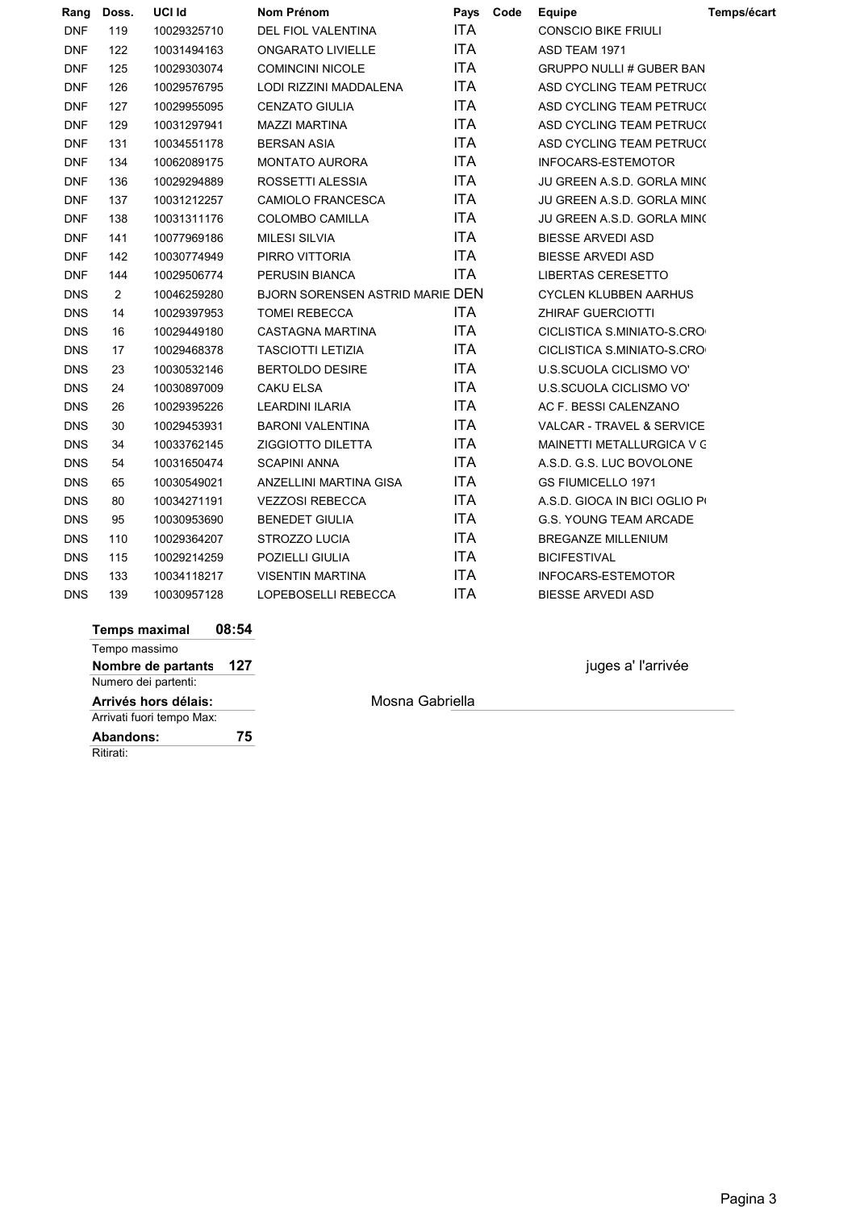| Rang | Doss. | UCI Id | Nom Prénom | Pays | Code | Equipe | Temps/écart |
|---|---|---|---|---|---|---|---|
| DNF | 119 | 10029325710 | DEL FIOL VALENTINA | ITA | | CONSCIO BIKE FRIULI | |
| DNF | 122 | 10031494163 | ONGARATO LIVIELLE | ITA | | ASD TEAM 1971 | |
| DNF | 125 | 10029303074 | COMINCINI NICOLE | ITA | | GRUPPO NULLI # GUBER BAN | |
| DNF | 126 | 10029576795 | LODI RIZZINI MADDALENA | ITA | | ASD CYCLING TEAM PETRUC( | |
| DNF | 127 | 10029955095 | CENZATO GIULIA | ITA | | ASD CYCLING TEAM PETRUC( | |
| DNF | 129 | 10031297941 | MAZZI MARTINA | ITA | | ASD CYCLING TEAM PETRUC( | |
| DNF | 131 | 10034551178 | BERSAN ASIA | ITA | | ASD CYCLING TEAM PETRUC( | |
| DNF | 134 | 10062089175 | MONTATO AURORA | ITA | | INFOCARS-ESTEMOTOR | |
| DNF | 136 | 10029294889 | ROSSETTI ALESSIA | ITA | | JU GREEN A.S.D. GORLA MIN( | |
| DNF | 137 | 10031212257 | CAMIOLO FRANCESCA | ITA | | JU GREEN A.S.D. GORLA MIN( | |
| DNF | 138 | 10031311176 | COLOMBO CAMILLA | ITA | | JU GREEN A.S.D. GORLA MIN( | |
| DNF | 141 | 10077969186 | MILESI SILVIA | ITA | | BIESSE ARVEDI ASD | |
| DNF | 142 | 10030774949 | PIRRO VITTORIA | ITA | | BIESSE ARVEDI ASD | |
| DNF | 144 | 10029506774 | PERUSIN BIANCA | ITA | | LIBERTAS CERESETTO | |
| DNS | 2 | 10046259280 | BJORN SORENSEN ASTRID MARIE | DEN | | CYCLEN KLUBBEN AARHUS | |
| DNS | 14 | 10029397953 | TOMEI REBECCA | ITA | | ZHIRAF GUERCIOTTI | |
| DNS | 16 | 10029449180 | CASTAGNA MARTINA | ITA | | CICLISTICA S.MINIATO-S.CRO | |
| DNS | 17 | 10029468378 | TASCIOTTI LETIZIA | ITA | | CICLISTICA S.MINIATO-S.CRO | |
| DNS | 23 | 10030532146 | BERTOLDO DESIRE | ITA | | U.S.SCUOLA CICLISMO VO' | |
| DNS | 24 | 10030897009 | CAKU ELSA | ITA | | U.S.SCUOLA CICLISMO VO' | |
| DNS | 26 | 10029395226 | LEARDINI ILARIA | ITA | | AC F. BESSI CALENZANO | |
| DNS | 30 | 10029453931 | BARONI VALENTINA | ITA | | VALCAR - TRAVEL & SERVICE | |
| DNS | 34 | 10033762145 | ZIGGIOTTO DILETTA | ITA | | MAINETTI METALLURGICA V G | |
| DNS | 54 | 10031650474 | SCAPINI ANNA | ITA | | A.S.D. G.S. LUC BOVOLONE | |
| DNS | 65 | 10030549021 | ANZELLINI MARTINA GISA | ITA | | GS FIUMICELLO 1971 | |
| DNS | 80 | 10034271191 | VEZZOSI REBECCA | ITA | | A.S.D. GIOCA IN BICI OGLIO P | |
| DNS | 95 | 10030953690 | BENEDET GIULIA | ITA | | G.S. YOUNG TEAM ARCADE | |
| DNS | 110 | 10029364207 | STROZZO LUCIA | ITA | | BREGANZE MILLENIUM | |
| DNS | 115 | 10029214259 | POZIELLI GIULIA | ITA | | BICIFESTIVAL | |
| DNS | 133 | 10034118217 | VISENTIN MARTINA | ITA | | INFOCARS-ESTEMOTOR | |
| DNS | 139 | 10030957128 | LOPEBOSELLI REBECCA | ITA | | BIESSE ARVEDI ASD | |

| | |
|---|---|
| **Temps maximal** | **08:54** |
| Tempo massimo | |
| **Nombre de partants** | **127** |
| Numero dei partenti: | |
| **Arrivés hors délais:** | |
| Arrivati fuori tempo Max: | |
| **Abandons:** | **75** |
| Ritirati: | |

juges a' l'arrivée

Mosna Gabriella